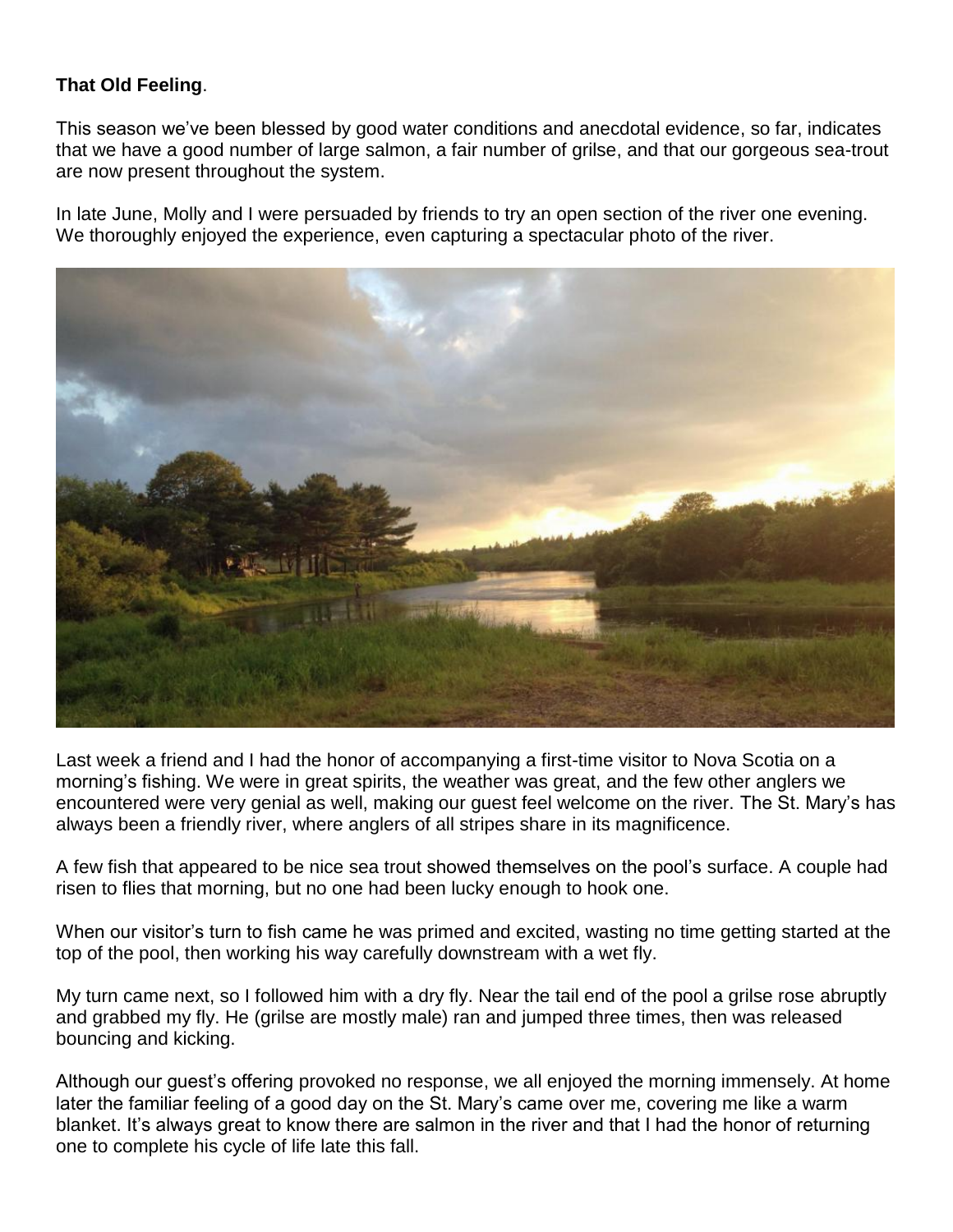**That Old Feeling**.

This season we've been blessed by good water conditions and anecdotal evidence, so far, indicates that we have a good number of large salmon, a fair number of grilse, and that our gorgeous sea-trout are now present throughout the system.

In late June, Molly and I were persuaded by friends to try an open section of the river one evening. We thoroughly enjoyed the experience, even capturing a spectacular photo of the river.

Last week a friend and I had the honor of accompanying a first-time visitor to Nova Scotia on a morning's fishing. We were in great spirits, the weather was great, and the few other anglers we encountered were very genial as well, making our guest feel welcome on the river. The St. Mary's has always been a friendly river, where anglers of all stripes share in its magnificence.

A few fish that appeared to be nice sea trout showed themselves on the pool's surface. A couple had risen to flies that morning, but no one had been lucky enough to hook one.

When our visitor's turn to fish came he was primed and excited, wasting no time getting started at the top of the pool, then working his way carefully downstream with a wet fly.

My turn came next, so I followed him with a dry fly. Near the tail end of the pool a grilse rose abruptly and grabbed my fly. He (grilse are mostly male) ran and jumped three times, then was released bouncing and kicking.

Although our guest's offering provoked no response, we all enjoyed the morning immensely. At home later the familiar feeling of a good day on the St. Mary's came over me, covering me like a warm blanket. It's always great to know there are salmon in the river and that I had the honor of returning one to complete his cycle of life late this fall.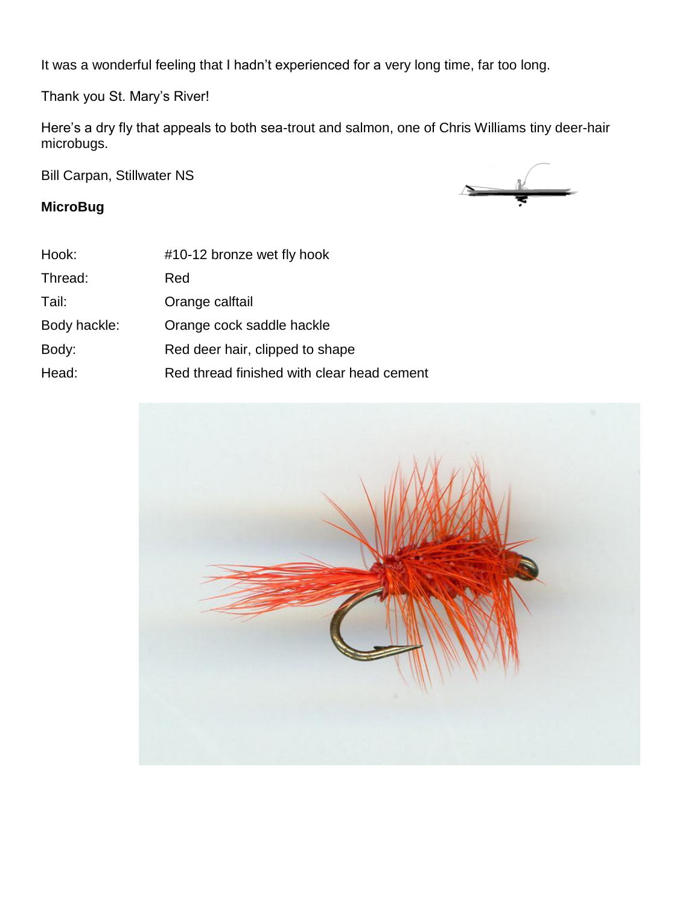It was a wonderful feeling that I hadn't experienced for a very long time, far too long.

Thank you St. Mary's River!

Here's a dry fly that appeals to both sea-trout and salmon, one of Chris Williams tiny deer-hair microbugs.

Bill Carpan, Stillwater NS

**MicroBug**

| | |
|---|---|
| Hook: | #10-12 bronze wet fly hook |
| Thread: | Red |
| Tail: | Orange calftail |
| Body hackle: | Orange cock saddle hackle |
| Body: | Red deer hair, clipped to shape |
| Head: | Red thread finished with clear head cement |